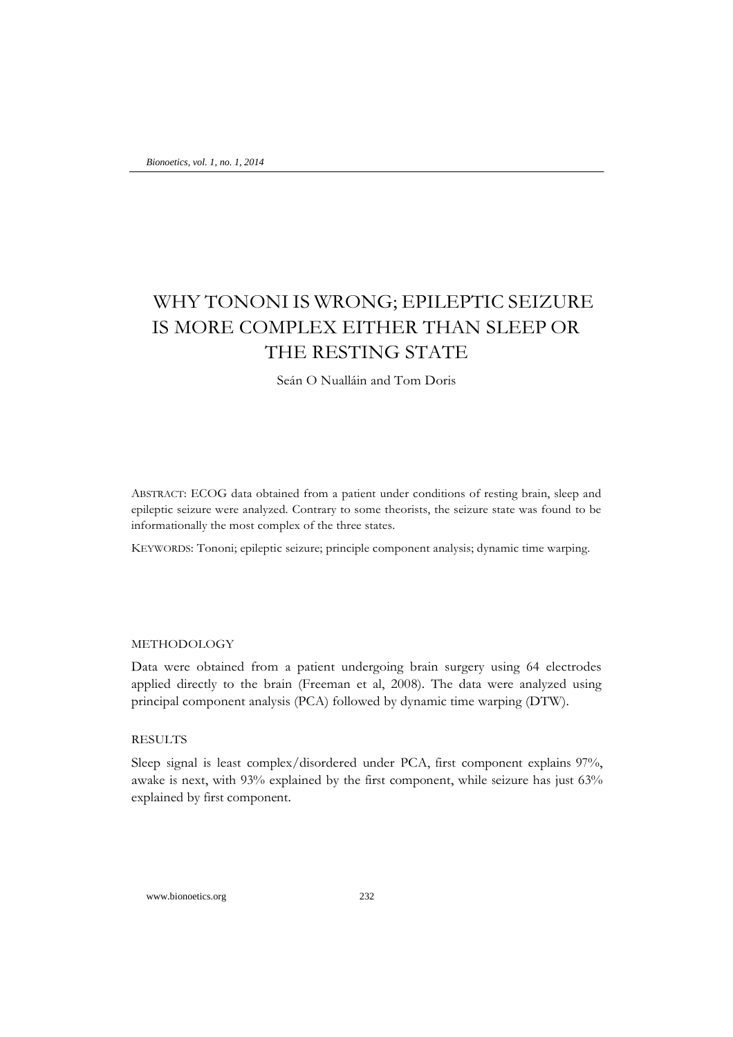# WHY TONONI IS WRONG; EPILEPTIC SEIZURE IS MORE COMPLEX EITHER THAN SLEEP OR THE RESTING STATE

Seán O Nualláin and Tom Doris

ABSTRACT: ECOG data obtained from a patient under conditions of resting brain, sleep and epileptic seizure were analyzed. Contrary to some theorists, the seizure state was found to be informationally the most complex of the three states.

KEYWORDS: Tononi; epileptic seizure; principle component analysis; dynamic time warping.

## METHODOLOGY

Data were obtained from a patient undergoing brain surgery using 64 electrodes applied directly to the brain (Freeman et al, 2008). The data were analyzed using principal component analysis (PCA) followed by dynamic time warping (DTW).

## RESULTS

Sleep signal is least complex/disordered under PCA, first component explains 97%, awake is next, with 93% explained by the first component, while seizure has just 63% explained by first component.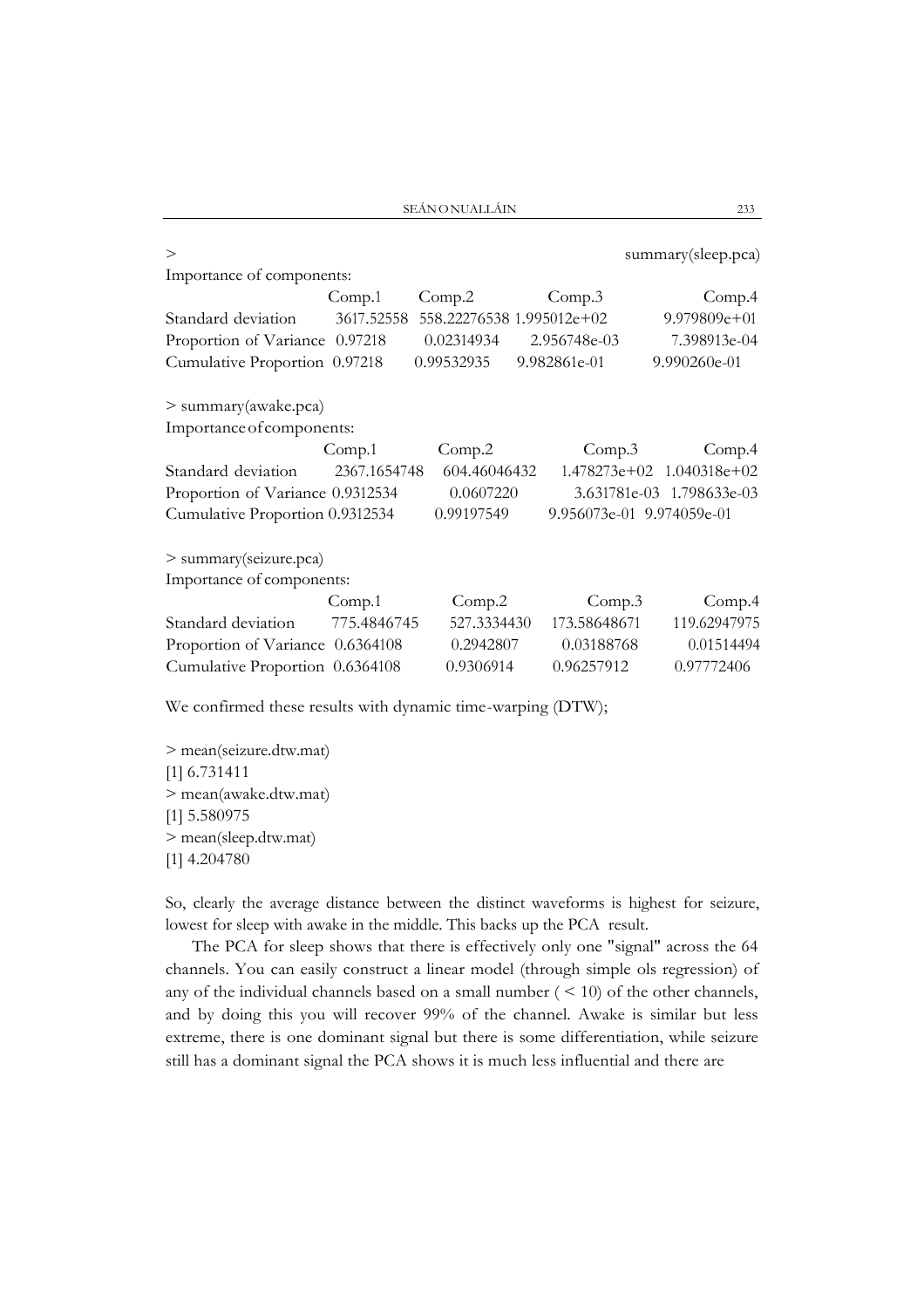```
> summary(sleep.pca)
Importance of components:
                          Comp.1       Comp.2       Comp.3       Comp.4
Standard deviation     3617.52558 558.22276538 1.995012e+02 9.979809e+01
Proportion of Variance    0.97218   0.02314934 2.956748e-03 7.398913e-04
Cumulative Proportion     0.97218   0.99532935 9.982861e-01 9.990260e-01

> summary(awake.pca)
Importance of components:
                             Comp.1       Comp.2       Comp.3       Comp.4
Standard deviation     2367.1654748 604.46046432 1.478273e+02 1.040318e+02
Proportion of Variance    0.9312534    0.0607220 3.631781e-03 1.798633e-03
Cumulative Proportion     0.9312534   0.99197549 9.956073e-01 9.974059e-01

> summary(seizure.pca)
Importance of components:
                            Comp.1      Comp.2       Comp.3       Comp.4
Standard deviation     775.4846745 527.3334430 173.58648671 119.62947975
Proportion of Variance   0.6364108   0.2942807   0.03188768   0.01514494
Cumulative Proportion    0.6364108   0.9306914   0.96257912   0.97772406
```

We confirmed these results with dynamic time-warping (DTW);

```
> mean(seizure.dtw.mat)
[1] 6.731411
> mean(awake.dtw.mat)
[1] 5.580975
> mean(sleep.dtw.mat)
[1] 4.204780
```

So, clearly the average distance between the distinct waveforms is highest for seizure, lowest for sleep with awake in the middle. This backs up the PCA result.

The PCA for sleep shows that there is effectively only one "signal" across the 64 channels. You can easily construct a linear model (through simple ols regression) of any of the individual channels based on a small number ( < 10) of the other channels, and by doing this you will recover 99% of the channel. Awake is similar but less extreme, there is one dominant signal but there is some differentiation, while seizure still has a dominant signal the PCA shows it is much less influential and there are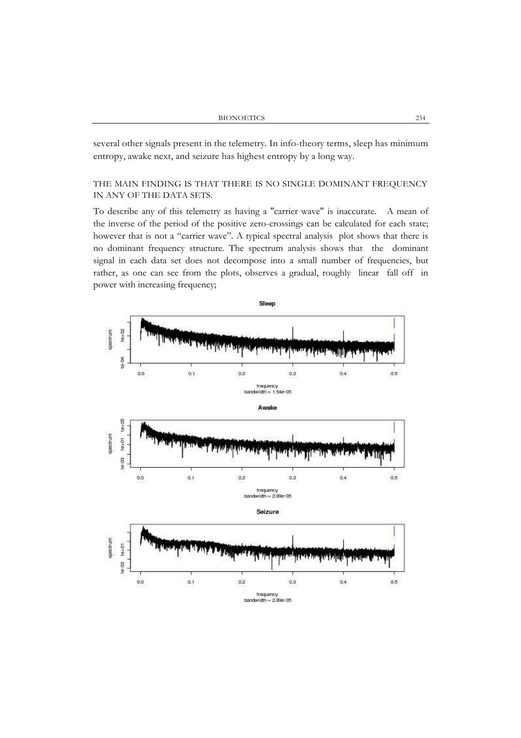several other signals present in the telemetry. In info-theory terms, sleep has minimum entropy, awake next, and seizure has highest entropy by a long way.

THE MAIN FINDING IS THAT THERE IS NO SINGLE DOMINANT FREQUENCY IN ANY OF THE DATA SETS.

To describe any of this telemetry as having a "carrier wave" is inaccurate. A mean of the inverse of the period of the positive zero-crossings can be calculated for each state; however that is not a "carrier wave". A typical spectral analysis plot shows that there is no dominant frequency structure. The spectrum analysis shows that the dominant signal in each data set does not decompose into a small number of frequencies, but rather, as one can see from the plots, observes a gradual, roughly linear fall off in power with increasing frequency;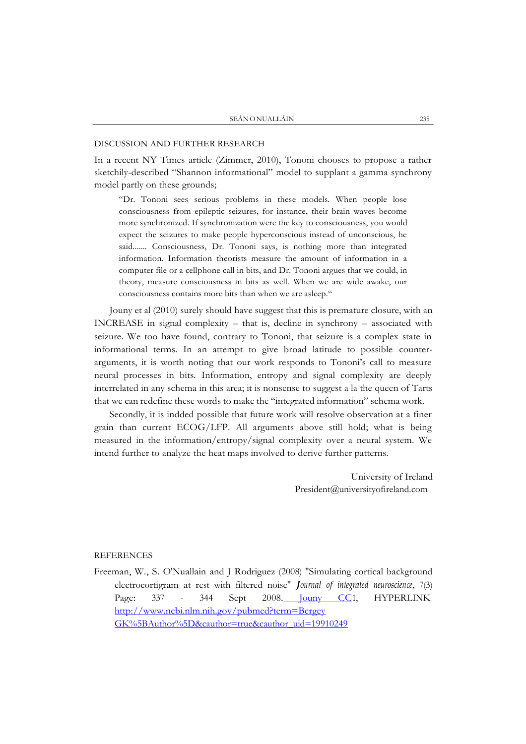## DISCUSSION AND FURTHER RESEARCH

In a recent NY Times article (Zimmer, 2010), Tononi chooses to propose a rather sketchily-described "Shannon informational" model to supplant a gamma synchrony model partly on these grounds;

> "Dr. Tononi sees serious problems in these models. When people lose consciousness from epileptic seizures, for instance, their brain waves become more synchronized. If synchronization were the key to consciousness, you would expect the seizures to make people hyperconscious instead of unconscious, he said....... Consciousness, Dr. Tononi says, is nothing more than integrated information. Information theorists measure the amount of information in a computer file or a cellphone call in bits, and Dr. Tononi argues that we could, in theory, measure consciousness in bits as well. When we are wide awake, our consciousness contains more bits than when we are asleep."

Jouny et al (2010) surely should have suggest that this is premature closure, with an INCREASE in signal complexity – that is, decline in synchrony – associated with seizure. We too have found, contrary to Tononi, that seizure is a complex state in informational terms. In an attempt to give broad latitude to possible counter-arguments, it is worth noting that our work responds to Tononi's call to measure neural processes in bits. Information, entropy and signal complexity are deeply interrelated in any schema in this area; it is nonsense to suggest a la the queen of Tarts that we can redefine these words to make the "integrated information" schema work.

Secondly, it is indded possible that future work will resolve observation at a finer grain than current ECOG/LFP. All arguments above still hold; what is being measured in the information/entropy/signal complexity over a neural system. We intend further to analyze the heat maps involved to derive further patterns.

University of Ireland
President@universityofireland.com

## REFERENCES

Freeman, W., S. O'Nuallain and J Rodriguez (2008) "Simulating cortical background electrocortigram at rest with filtered noise" *Journal of integrated neuroscience*, 7(3) Page: 337 - 344 Sept 2008. Jouny CC1, HYPERLINK http://www.ncbi.nlm.nih.gov/pubmed?term=Bergey GK%5BAuthor%5D&cauthor=true&cauthor_uid=19910249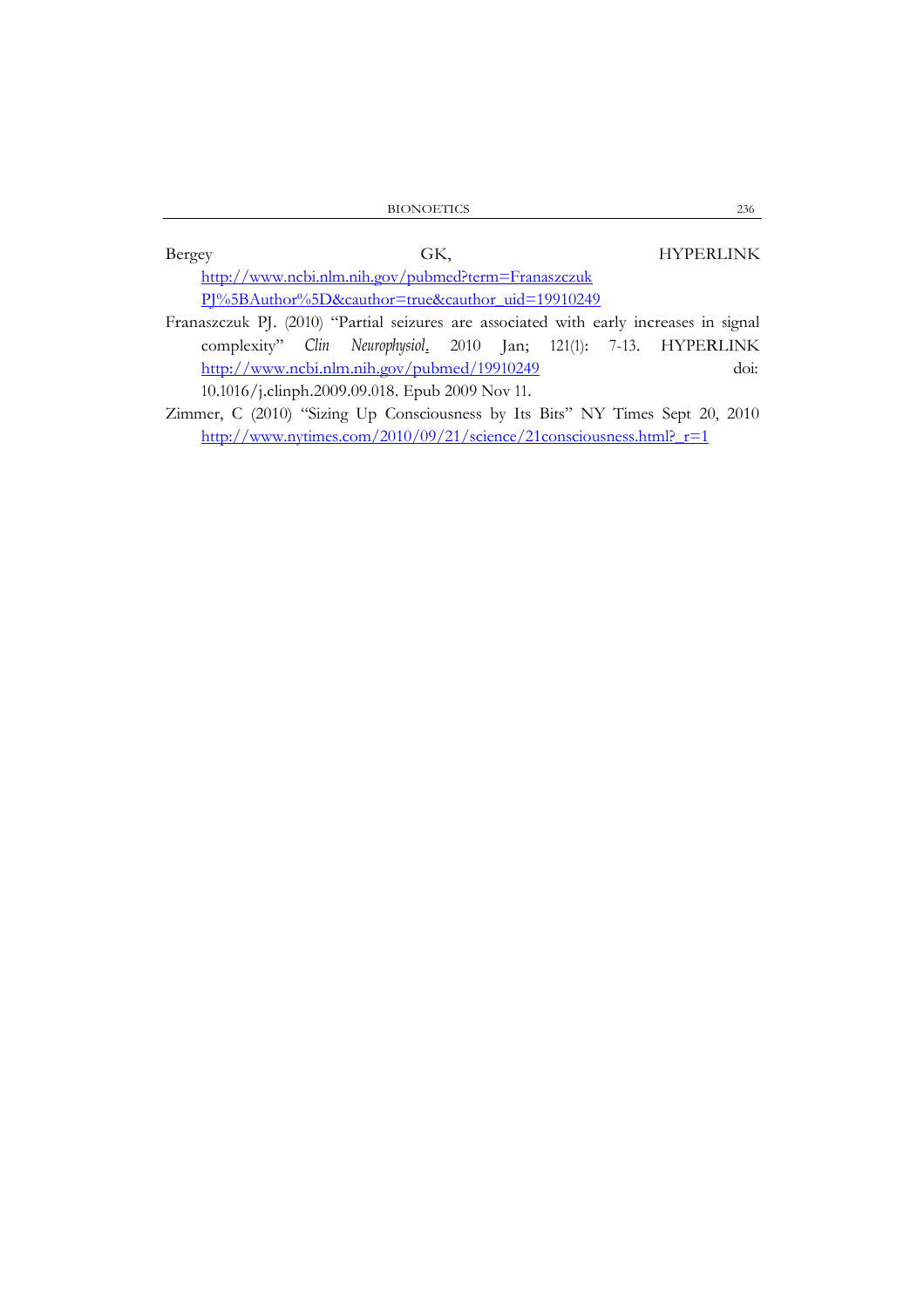Bergey GK, HYPERLINK http://www.ncbi.nlm.nih.gov/pubmed?term=Franaszczuk PJ%5BAuthor%5D&cauthor=true&cauthor_uid=19910249

Franaszczuk PJ. (2010) "Partial seizures are associated with early increases in signal complexity" *Clin Neurophysiol.* 2010 Jan; 121(1): 7-13. HYPERLINK http://www.ncbi.nlm.nih.gov/pubmed/19910249 doi: 10.1016/j.clinph.2009.09.018. Epub 2009 Nov 11.

Zimmer, C (2010) "Sizing Up Consciousness by Its Bits" NY Times Sept 20, 2010 http://www.nytimes.com/2010/09/21/science/21consciousness.html?_r=1